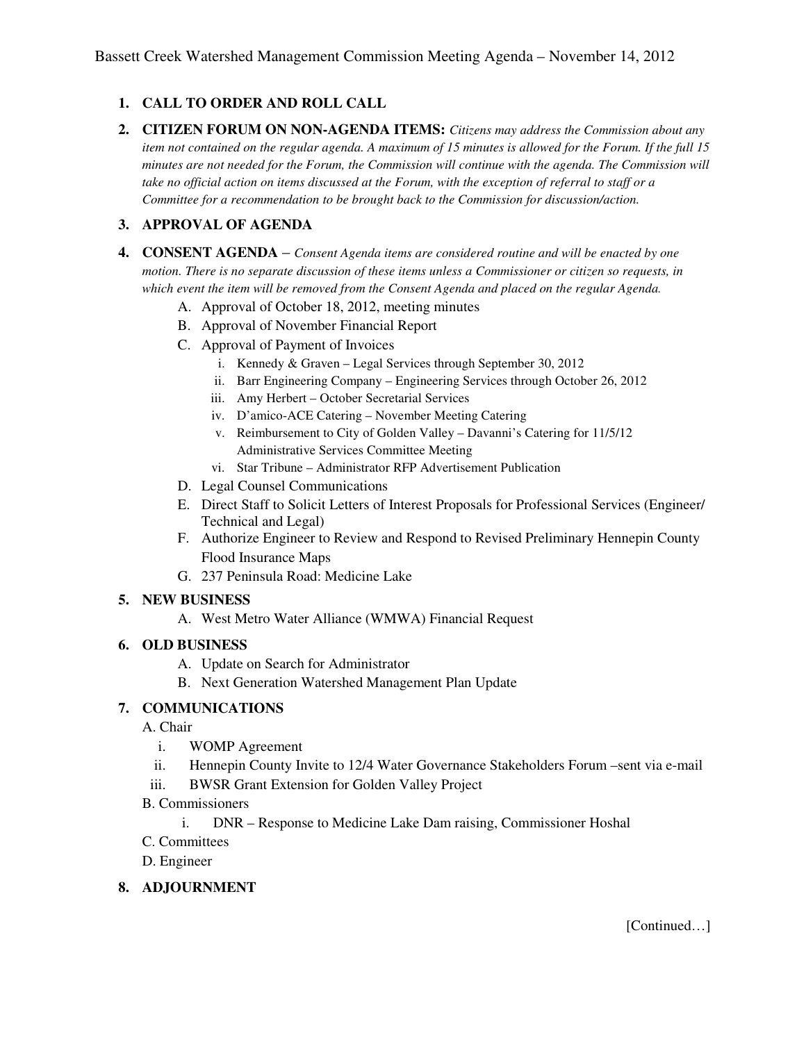Bassett Creek Watershed Management Commission Meeting Agenda – November 14, 2012

1. **CALL TO ORDER AND ROLL CALL**

2. **CITIZEN FORUM ON NON-AGENDA ITEMS:** *Citizens may address the Commission about any item not contained on the regular agenda. A maximum of 15 minutes is allowed for the Forum. If the full 15 minutes are not needed for the Forum, the Commission will continue with the agenda. The Commission will take no official action on items discussed at the Forum, with the exception of referral to staff or a Committee for a recommendation to be brought back to the Commission for discussion/action.*

3. **APPROVAL OF AGENDA**

4. **CONSENT AGENDA** – *Consent Agenda items are considered routine and will be enacted by one motion. There is no separate discussion of these items unless a Commissioner or citizen so requests, in which event the item will be removed from the Consent Agenda and placed on the regular Agenda.*
   - A. Approval of October 18, 2012, meeting minutes
   - B. Approval of November Financial Report
   - C. Approval of Payment of Invoices
     - i. Kennedy & Graven – Legal Services through September 30, 2012
     - ii. Barr Engineering Company – Engineering Services through October 26, 2012
     - iii. Amy Herbert – October Secretarial Services
     - iv. D'amico-ACE Catering – November Meeting Catering
     - v. Reimbursement to City of Golden Valley – Davanni's Catering for 11/5/12 Administrative Services Committee Meeting
     - vi. Star Tribune – Administrator RFP Advertisement Publication
   - D. Legal Counsel Communications
   - E. Direct Staff to Solicit Letters of Interest Proposals for Professional Services (Engineer/ Technical and Legal)
   - F. Authorize Engineer to Review and Respond to Revised Preliminary Hennepin County Flood Insurance Maps
   - G. 237 Peninsula Road: Medicine Lake

5. **NEW BUSINESS**
   - A. West Metro Water Alliance (WMWA) Financial Request

6. **OLD BUSINESS**
   - A. Update on Search for Administrator
   - B. Next Generation Watershed Management Plan Update

7. **COMMUNICATIONS**
   - A. Chair
     - i. WOMP Agreement
     - ii. Hennepin County Invite to 12/4 Water Governance Stakeholders Forum –sent via e-mail
     - iii. BWSR Grant Extension for Golden Valley Project
   - B. Commissioners
     - i. DNR – Response to Medicine Lake Dam raising, Commissioner Hoshal
   - C. Committees
   - D. Engineer

8. **ADJOURNMENT**

[Continued…]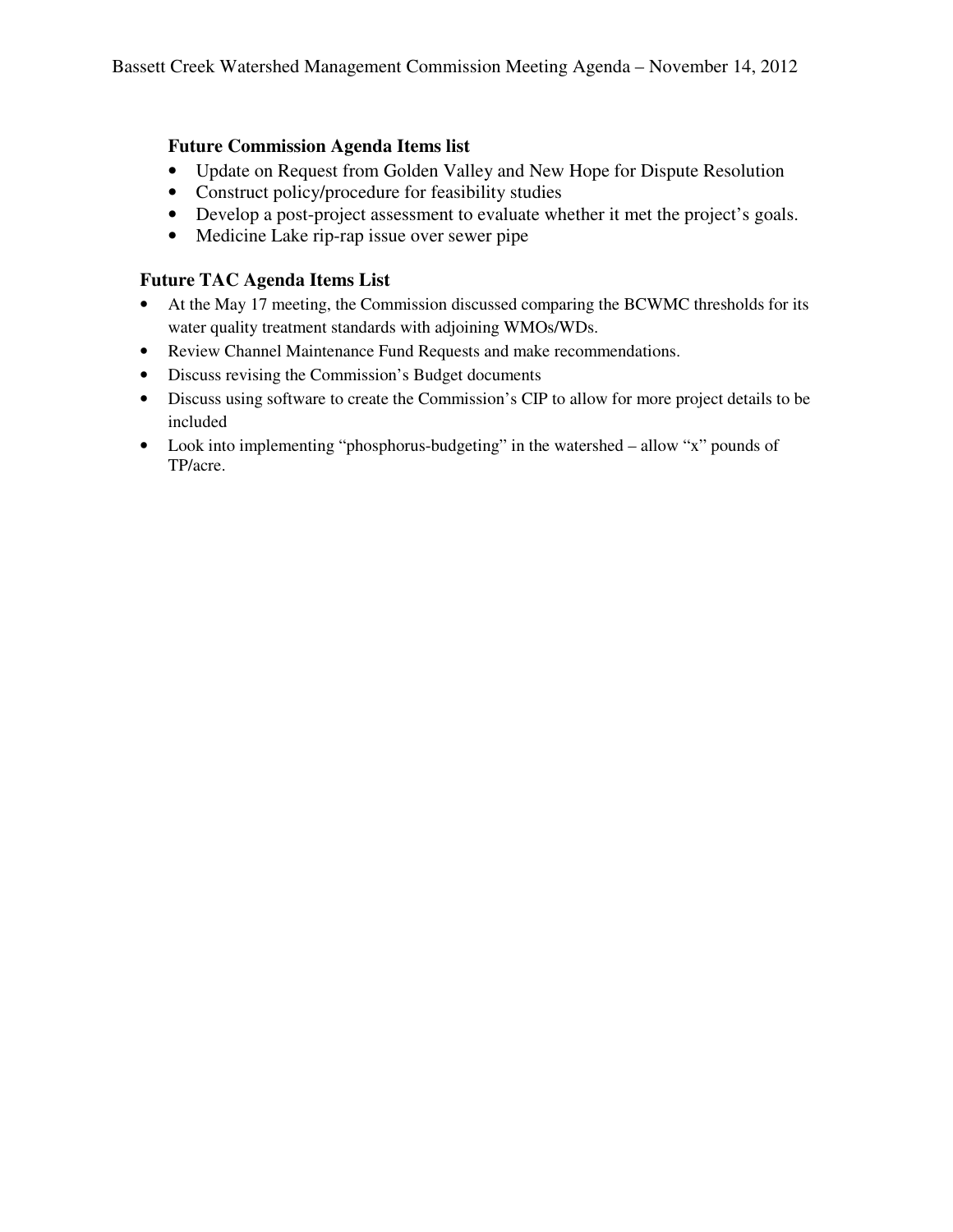### Future Commission Agenda Items list

- Update on Request from Golden Valley and New Hope for Dispute Resolution
- Construct policy/procedure for feasibility studies
- Develop a post-project assessment to evaluate whether it met the project's goals.
- Medicine Lake rip-rap issue over sewer pipe

### Future TAC Agenda Items List

- At the May 17 meeting, the Commission discussed comparing the BCWMC thresholds for its water quality treatment standards with adjoining WMOs/WDs.
- Review Channel Maintenance Fund Requests and make recommendations.
- Discuss revising the Commission's Budget documents
- Discuss using software to create the Commission's CIP to allow for more project details to be included
- Look into implementing "phosphorus-budgeting" in the watershed – allow "x" pounds of TP/acre.